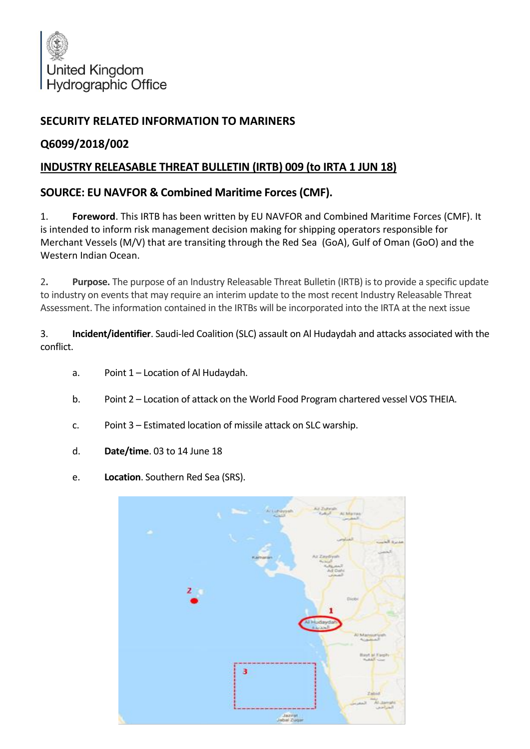United Kingdom
Hydrographic Office

## SECURITY RELATED INFORMATION TO MARINERS

## Q6099/2018/002

## INDUSTRY RELEASABLE THREAT BULLETIN (IRTB) 009 (to IRTA 1 JUN 18)

## SOURCE: EU NAVFOR & Combined Maritime Forces (CMF).

1. **Foreword**. This IRTB has been written by EU NAVFOR and Combined Maritime Forces (CMF). It is intended to inform risk management decision making for shipping operators responsible for Merchant Vessels (M/V) that are transiting through the Red Sea (GoA), Gulf of Oman (GoO) and the Western Indian Ocean.

2. **Purpose.** The purpose of an Industry Releasable Threat Bulletin (IRTB) is to provide a specific update to industry on events that may require an interim update to the most recent Industry Releasable Threat Assessment. The information contained in the IRTBs will be incorporated into the IRTA at the next issue

3. **Incident/identifier**. Saudi-led Coalition (SLC) assault on Al Hudaydah and attacks associated with the conflict.

   a. Point 1 – Location of Al Hudaydah.

   b. Point 2 – Location of attack on the World Food Program chartered vessel VOS THEIA.

   c. Point 3 – Estimated location of missile attack on SLC warship.

   d. **Date/time**. 03 to 14 June 18

   e. **Location**. Southern Red Sea (SRS).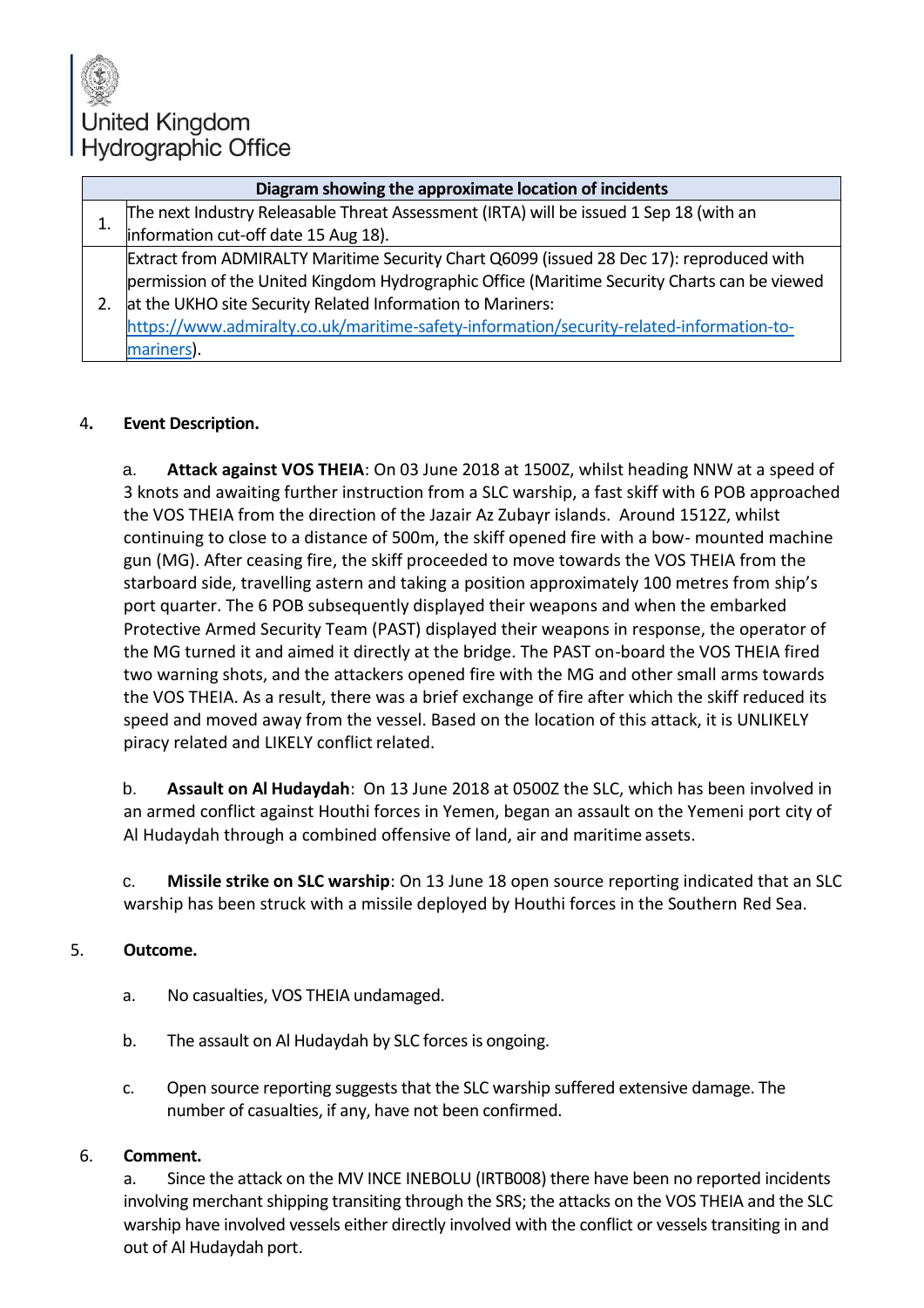United Kingdom
Hydrographic Office

| Diagram showing the approximate location of incidents | |
|---|---|
| 1. | The next Industry Releasable Threat Assessment (IRTA) will be issued 1 Sep 18 (with an information cut-off date 15 Aug 18). |
| 2. | Extract from ADMIRALTY Maritime Security Chart Q6099 (issued 28 Dec 17): reproduced with permission of the United Kingdom Hydrographic Office (Maritime Security Charts can be viewed at the UKHO site Security Related Information to Mariners: [https://www.admiralty.co.uk/maritime-safety-information/security-related-information-to-mariners](https://www.admiralty.co.uk/maritime-safety-information/security-related-information-to-mariners)). |

4. **Event Description.**

a. **Attack against VOS THEIA**: On 03 June 2018 at 1500Z, whilst heading NNW at a speed of 3 knots and awaiting further instruction from a SLC warship, a fast skiff with 6 POB approached the VOS THEIA from the direction of the Jazair Az Zubayr islands. Around 1512Z, whilst continuing to close to a distance of 500m, the skiff opened fire with a bow- mounted machine gun (MG). After ceasing fire, the skiff proceeded to move towards the VOS THEIA from the starboard side, travelling astern and taking a position approximately 100 metres from ship's port quarter. The 6 POB subsequently displayed their weapons and when the embarked Protective Armed Security Team (PAST) displayed their weapons in response, the operator of the MG turned it and aimed it directly at the bridge. The PAST on-board the VOS THEIA fired two warning shots, and the attackers opened fire with the MG and other small arms towards the VOS THEIA. As a result, there was a brief exchange of fire after which the skiff reduced its speed and moved away from the vessel. Based on the location of this attack, it is UNLIKELY piracy related and LIKELY conflict related.

b. **Assault on Al Hudaydah**: On 13 June 2018 at 0500Z the SLC, which has been involved in an armed conflict against Houthi forces in Yemen, began an assault on the Yemeni port city of Al Hudaydah through a combined offensive of land, air and maritime assets.

c. **Missile strike on SLC warship**: On 13 June 18 open source reporting indicated that an SLC warship has been struck with a missile deployed by Houthi forces in the Southern Red Sea.

5. **Outcome.**

a. No casualties, VOS THEIA undamaged.

b. The assault on Al Hudaydah by SLC forces is ongoing.

c. Open source reporting suggests that the SLC warship suffered extensive damage. The number of casualties, if any, have not been confirmed.

6. **Comment.**

a. Since the attack on the MV INCE INEBOLU (IRTB008) there have been no reported incidents involving merchant shipping transiting through the SRS; the attacks on the VOS THEIA and the SLC warship have involved vessels either directly involved with the conflict or vessels transiting in and out of Al Hudaydah port.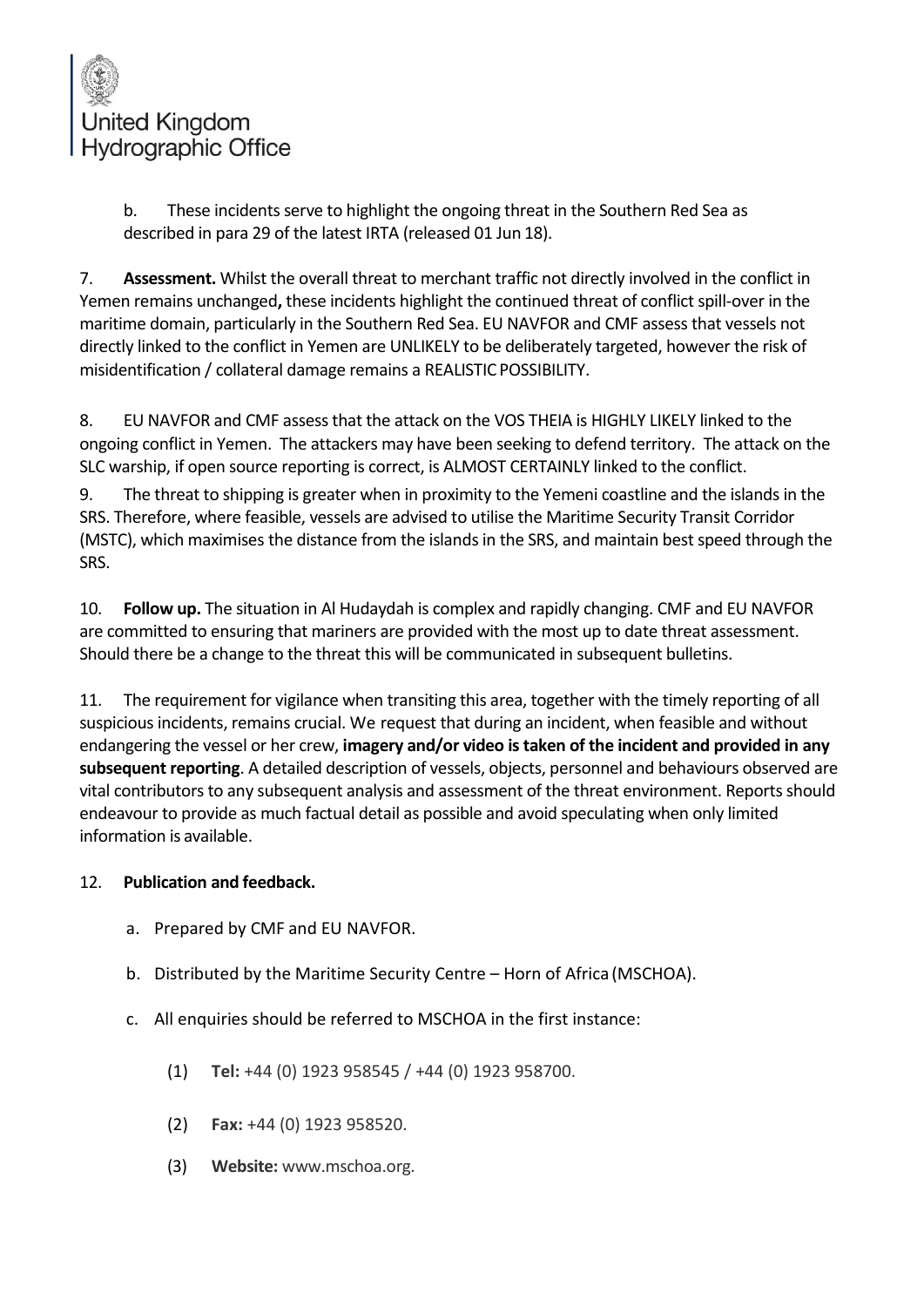b. These incidents serve to highlight the ongoing threat in the Southern Red Sea as described in para 29 of the latest IRTA (released 01 Jun 18).

7. **Assessment.** Whilst the overall threat to merchant traffic not directly involved in the conflict in Yemen remains unchanged**,** these incidents highlight the continued threat of conflict spill-over in the maritime domain, particularly in the Southern Red Sea. EU NAVFOR and CMF assess that vessels not directly linked to the conflict in Yemen are UNLIKELY to be deliberately targeted, however the risk of misidentification / collateral damage remains a REALISTIC POSSIBILITY.

8. EU NAVFOR and CMF assess that the attack on the VOS THEIA is HIGHLY LIKELY linked to the ongoing conflict in Yemen. The attackers may have been seeking to defend territory. The attack on the SLC warship, if open source reporting is correct, is ALMOST CERTAINLY linked to the conflict.

9. The threat to shipping is greater when in proximity to the Yemeni coastline and the islands in the SRS. Therefore, where feasible, vessels are advised to utilise the Maritime Security Transit Corridor (MSTC), which maximises the distance from the islands in the SRS, and maintain best speed through the SRS.

10. **Follow up.** The situation in Al Hudaydah is complex and rapidly changing. CMF and EU NAVFOR are committed to ensuring that mariners are provided with the most up to date threat assessment. Should there be a change to the threat this will be communicated in subsequent bulletins.

11. The requirement for vigilance when transiting this area, together with the timely reporting of all suspicious incidents, remains crucial. We request that during an incident, when feasible and without endangering the vessel or her crew, **imagery and/or video is taken of the incident and provided in any subsequent reporting**. A detailed description of vessels, objects, personnel and behaviours observed are vital contributors to any subsequent analysis and assessment of the threat environment. Reports should endeavour to provide as much factual detail as possible and avoid speculating when only limited information is available.

12. **Publication and feedback.**

a. Prepared by CMF and EU NAVFOR.

b. Distributed by the Maritime Security Centre – Horn of Africa (MSCHOA).

c. All enquiries should be referred to MSCHOA in the first instance:

(1) **Tel:** +44 (0) 1923 958545 / +44 (0) 1923 958700.

(2) **Fax:** +44 (0) 1923 958520.

(3) **Website:** www.mschoa.org.